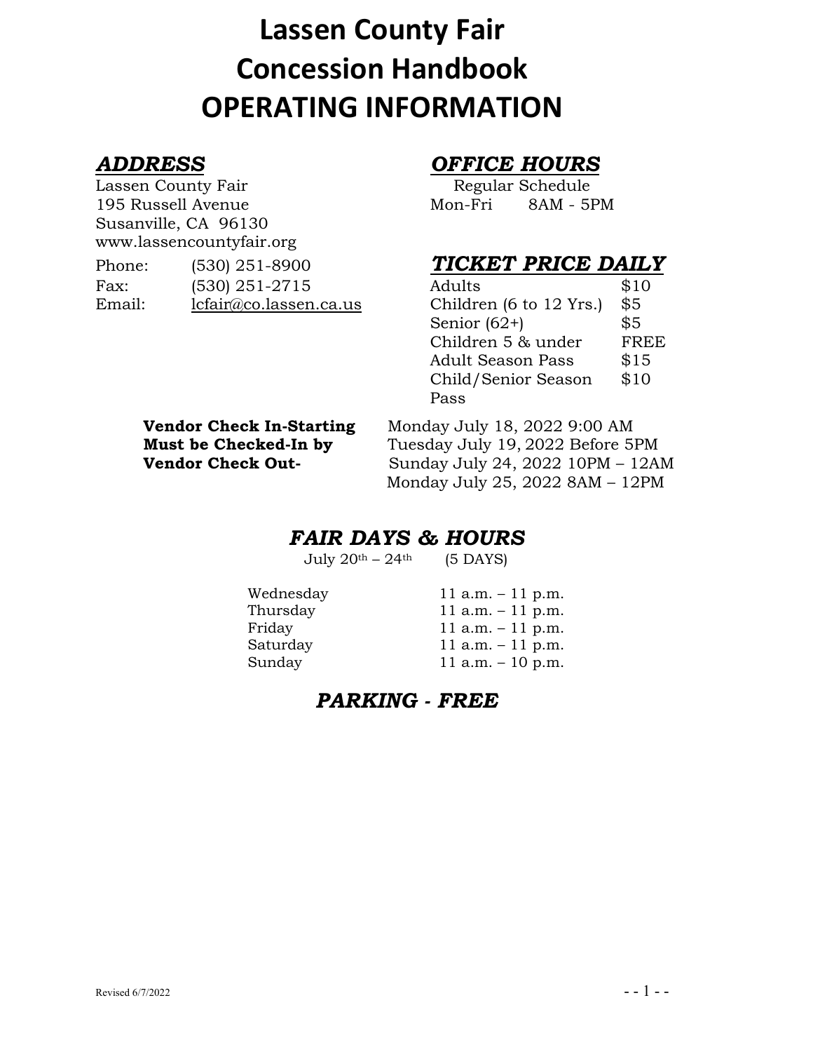# Lassen County Fair
# Concession Handbook
# OPERATING INFORMATION

### *ADDRESS*

Lassen County Fair
195 Russell Avenue
Susanville, CA 96130
www.lassencountyfair.org

Phone: (530) 251-8900
Fax: (530) 251-2715
Email: lcfair@co.lassen.ca.us

### *OFFICE HOURS*

Regular Schedule
Mon-Fri 8AM - 5PM

### *TICKET PRICE DAILY*

| | |
|---|---|
| Adults | $10 |
| Children (6 to 12 Yrs.) | $5 |
| Senior (62+) | $5 |
| Children 5 & under | FREE |
| Adult Season Pass | $15 |
| Child/Senior Season Pass | $10 |

**Vendor Check In-Starting** Monday July 18, 2022 9:00 AM
**Must be Checked-In by** Tuesday July 19, 2022 Before 5PM
**Vendor Check Out-** Sunday July 24, 2022 10PM – 12AM
Monday July 25, 2022 8AM – 12PM

## *FAIR DAYS & HOURS*

July 20th – 24th (5 DAYS)

| | |
|---|---|
| Wednesday | 11 a.m. – 11 p.m. |
| Thursday | 11 a.m. – 11 p.m. |
| Friday | 11 a.m. – 11 p.m. |
| Saturday | 11 a.m. – 11 p.m. |
| Sunday | 11 a.m. – 10 p.m. |

## *PARKING - FREE*

Revised 6/7/2022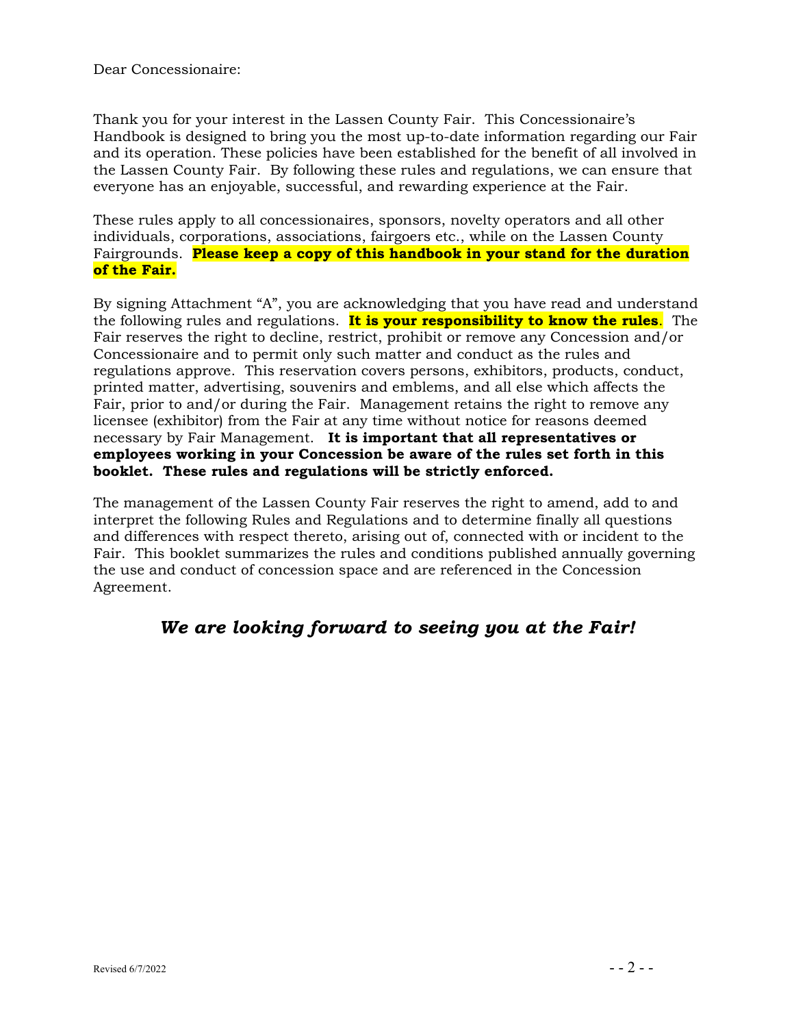Dear Concessionaire:

Thank you for your interest in the Lassen County Fair. This Concessionaire's Handbook is designed to bring you the most up-to-date information regarding our Fair and its operation. These policies have been established for the benefit of all involved in the Lassen County Fair. By following these rules and regulations, we can ensure that everyone has an enjoyable, successful, and rewarding experience at the Fair.

These rules apply to all concessionaires, sponsors, novelty operators and all other individuals, corporations, associations, fairgoers etc., while on the Lassen County Fairgrounds. **Please keep a copy of this handbook in your stand for the duration of the Fair.**

By signing Attachment "A", you are acknowledging that you have read and understand the following rules and regulations. **It is your responsibility to know the rules**. The Fair reserves the right to decline, restrict, prohibit or remove any Concession and/or Concessionaire and to permit only such matter and conduct as the rules and regulations approve. This reservation covers persons, exhibitors, products, conduct, printed matter, advertising, souvenirs and emblems, and all else which affects the Fair, prior to and/or during the Fair. Management retains the right to remove any licensee (exhibitor) from the Fair at any time without notice for reasons deemed necessary by Fair Management. **It is important that all representatives or employees working in your Concession be aware of the rules set forth in this booklet. These rules and regulations will be strictly enforced.**

The management of the Lassen County Fair reserves the right to amend, add to and interpret the following Rules and Regulations and to determine finally all questions and differences with respect thereto, arising out of, connected with or incident to the Fair. This booklet summarizes the rules and conditions published annually governing the use and conduct of concession space and are referenced in the Concession Agreement.

***We are looking forward to seeing you at the Fair!***

Revised 6/7/2022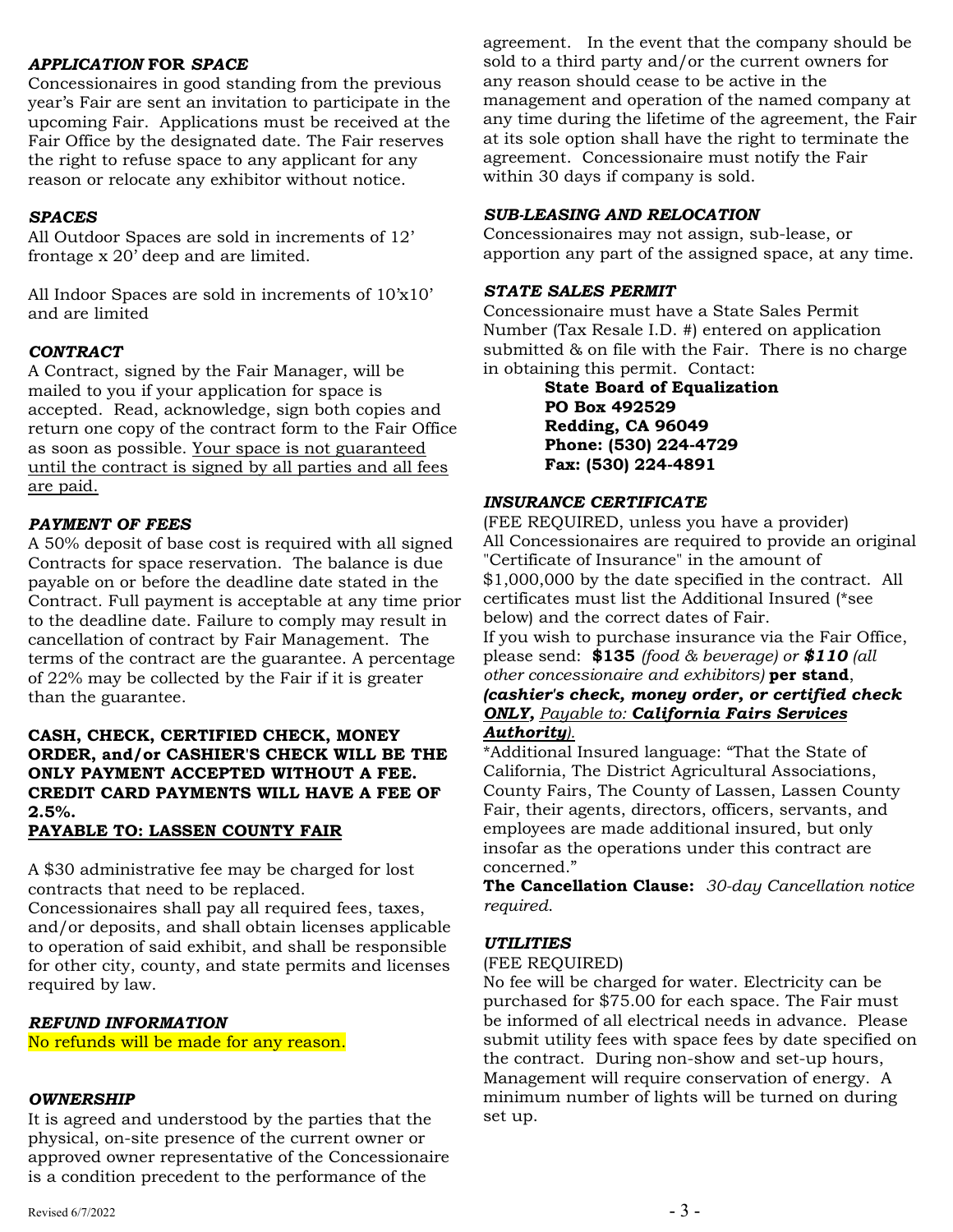### *APPLICATION* **FOR** *SPACE*

Concessionaires in good standing from the previous year's Fair are sent an invitation to participate in the upcoming Fair. Applications must be received at the Fair Office by the designated date. The Fair reserves the right to refuse space to any applicant for any reason or relocate any exhibitor without notice.

### *SPACES*

All Outdoor Spaces are sold in increments of 12' frontage x 20' deep and are limited.

All Indoor Spaces are sold in increments of 10'x10' and are limited

### *CONTRACT*

A Contract, signed by the Fair Manager, will be mailed to you if your application for space is accepted. Read, acknowledge, sign both copies and return one copy of the contract form to the Fair Office as soon as possible. <u>Your space is not guaranteed until the contract is signed by all parties and all fees are paid.</u>

### *PAYMENT OF FEES*

A 50% deposit of base cost is required with all signed Contracts for space reservation. The balance is due payable on or before the deadline date stated in the Contract. Full payment is acceptable at any time prior to the deadline date. Failure to comply may result in cancellation of contract by Fair Management. The terms of the contract are the guarantee. A percentage of 22% may be collected by the Fair if it is greater than the guarantee.

**CASH, CHECK, CERTIFIED CHECK, MONEY ORDER, and/or CASHIER'S CHECK WILL BE THE ONLY PAYMENT ACCEPTED WITHOUT A FEE. CREDIT CARD PAYMENTS WILL HAVE A FEE OF 2.5%.**
**<u>PAYABLE TO: LASSEN COUNTY FAIR</u>**

A $30 administrative fee may be charged for lost contracts that need to be replaced.
Concessionaires shall pay all required fees, taxes, and/or deposits, and shall obtain licenses applicable to operation of said exhibit, and shall be responsible for other city, county, and state permits and licenses required by law.

### *REFUND INFORMATION*

No refunds will be made for any reason.

### *OWNERSHIP*

It is agreed and understood by the parties that the physical, on-site presence of the current owner or approved owner representative of the Concessionaire is a condition precedent to the performance of the agreement. In the event that the company should be sold to a third party and/or the current owners for any reason should cease to be active in the management and operation of the named company at any time during the lifetime of the agreement, the Fair at its sole option shall have the right to terminate the agreement. Concessionaire must notify the Fair within 30 days if company is sold.

### *SUB-LEASING AND RELOCATION*

Concessionaires may not assign, sub-lease, or apportion any part of the assigned space, at any time.

### *STATE SALES PERMIT*

Concessionaire must have a State Sales Permit Number (Tax Resale I.D. #) entered on application submitted & on file with the Fair. There is no charge in obtaining this permit. Contact:

**State Board of Equalization**
**PO Box 492529**
**Redding, CA 96049**
**Phone: (530) 224-4729**
**Fax: (530) 224-4891**

### *INSURANCE CERTIFICATE*

(FEE REQUIRED, unless you have a provider)
All Concessionaires are required to provide an original "Certificate of Insurance" in the amount of $1,000,000 by the date specified in the contract. All certificates must list the Additional Insured (*see below) and the correct dates of Fair.
If you wish to purchase insurance via the Fair Office, please send: **$135** *(food & beverage) or* ***$110*** *(all other concessionaire and exhibitors)* **per stand**, ***(cashier's check, money order, or certified check ONLY,*** *<u>Payable to:</u>* ***<u>California Fairs Services Authority</u>****)*.

*Additional Insured language: "That the State of California, The District Agricultural Associations, County Fairs, The County of Lassen, Lassen County Fair, their agents, directors, officers, servants, and employees are made additional insured, but only insofar as the operations under this contract are concerned."

**The Cancellation Clause:** *30-day Cancellation notice required.*

### *UTILITIES*

(FEE REQUIRED)
No fee will be charged for water. Electricity can be purchased for $75.00 for each space. The Fair must be informed of all electrical needs in advance. Please submit utility fees with space fees by date specified on the contract. During non-show and set-up hours, Management will require conservation of energy. A minimum number of lights will be turned on during set up.

Revised 6/7/2022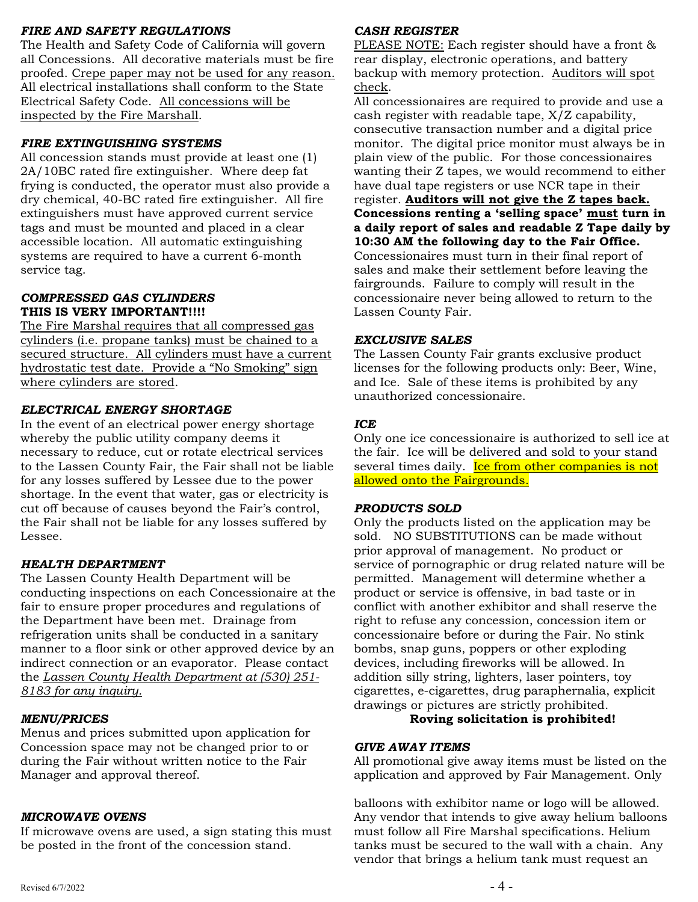### *FIRE AND SAFETY REGULATIONS*

The Health and Safety Code of California will govern all Concessions. All decorative materials must be fire proofed. Crepe paper may not be used for any reason. All electrical installations shall conform to the State Electrical Safety Code. All concessions will be inspected by the Fire Marshall.

### *FIRE EXTINGUISHING SYSTEMS*

All concession stands must provide at least one (1) 2A/10BC rated fire extinguisher. Where deep fat frying is conducted, the operator must also provide a dry chemical, 40-BC rated fire extinguisher. All fire extinguishers must have approved current service tags and must be mounted and placed in a clear accessible location. All automatic extinguishing systems are required to have a current 6-month service tag.

### *COMPRESSED GAS CYLINDERS*

**THIS IS VERY IMPORTANT!!!!**

The Fire Marshal requires that all compressed gas cylinders (i.e. propane tanks) must be chained to a secured structure. All cylinders must have a current hydrostatic test date. Provide a "No Smoking" sign where cylinders are stored.

### *ELECTRICAL ENERGY SHORTAGE*

In the event of an electrical power energy shortage whereby the public utility company deems it necessary to reduce, cut or rotate electrical services to the Lassen County Fair, the Fair shall not be liable for any losses suffered by Lessee due to the power shortage. In the event that water, gas or electricity is cut off because of causes beyond the Fair's control, the Fair shall not be liable for any losses suffered by Lessee.

### *HEALTH DEPARTMENT*

The Lassen County Health Department will be conducting inspections on each Concessionaire at the fair to ensure proper procedures and regulations of the Department have been met. Drainage from refrigeration units shall be conducted in a sanitary manner to a floor sink or other approved device by an indirect connection or an evaporator. Please contact the *Lassen County Health Department at (530) 251-8183 for any inquiry.*

### *MENU/PRICES*

Menus and prices submitted upon application for Concession space may not be changed prior to or during the Fair without written notice to the Fair Manager and approval thereof.

### *MICROWAVE OVENS*

If microwave ovens are used, a sign stating this must be posted in the front of the concession stand.

### *CASH REGISTER*

PLEASE NOTE: Each register should have a front & rear display, electronic operations, and battery backup with memory protection. Auditors will spot check.

All concessionaires are required to provide and use a cash register with readable tape, X/Z capability, consecutive transaction number and a digital price monitor. The digital price monitor must always be in plain view of the public. For those concessionaires wanting their Z tapes, we would recommend to either have dual tape registers or use NCR tape in their register. **Auditors will not give the Z tapes back. Concessions renting a 'selling space' must turn in a daily report of sales and readable Z Tape daily by 10:30 AM the following day to the Fair Office.** Concessionaires must turn in their final report of sales and make their settlement before leaving the fairgrounds. Failure to comply will result in the concessionaire never being allowed to return to the Lassen County Fair.

### *EXCLUSIVE SALES*

The Lassen County Fair grants exclusive product licenses for the following products only: Beer, Wine, and Ice. Sale of these items is prohibited by any unauthorized concessionaire.

### *ICE*

Only one ice concessionaire is authorized to sell ice at the fair. Ice will be delivered and sold to your stand several times daily. Ice from other companies is not allowed onto the Fairgrounds.

### *PRODUCTS SOLD*

Only the products listed on the application may be sold. NO SUBSTITUTIONS can be made without prior approval of management. No product or service of pornographic or drug related nature will be permitted. Management will determine whether a product or service is offensive, in bad taste or in conflict with another exhibitor and shall reserve the right to refuse any concession, concession item or concessionaire before or during the Fair. No stink bombs, snap guns, poppers or other exploding devices, including fireworks will be allowed. In addition silly string, lighters, laser pointers, toy cigarettes, e-cigarettes, drug paraphernalia, explicit drawings or pictures are strictly prohibited.

**Roving solicitation is prohibited!**

### *GIVE AWAY ITEMS*

All promotional give away items must be listed on the application and approved by Fair Management. Only balloons with exhibitor name or logo will be allowed. Any vendor that intends to give away helium balloons must follow all Fire Marshal specifications. Helium tanks must be secured to the wall with a chain. Any vendor that brings a helium tank must request an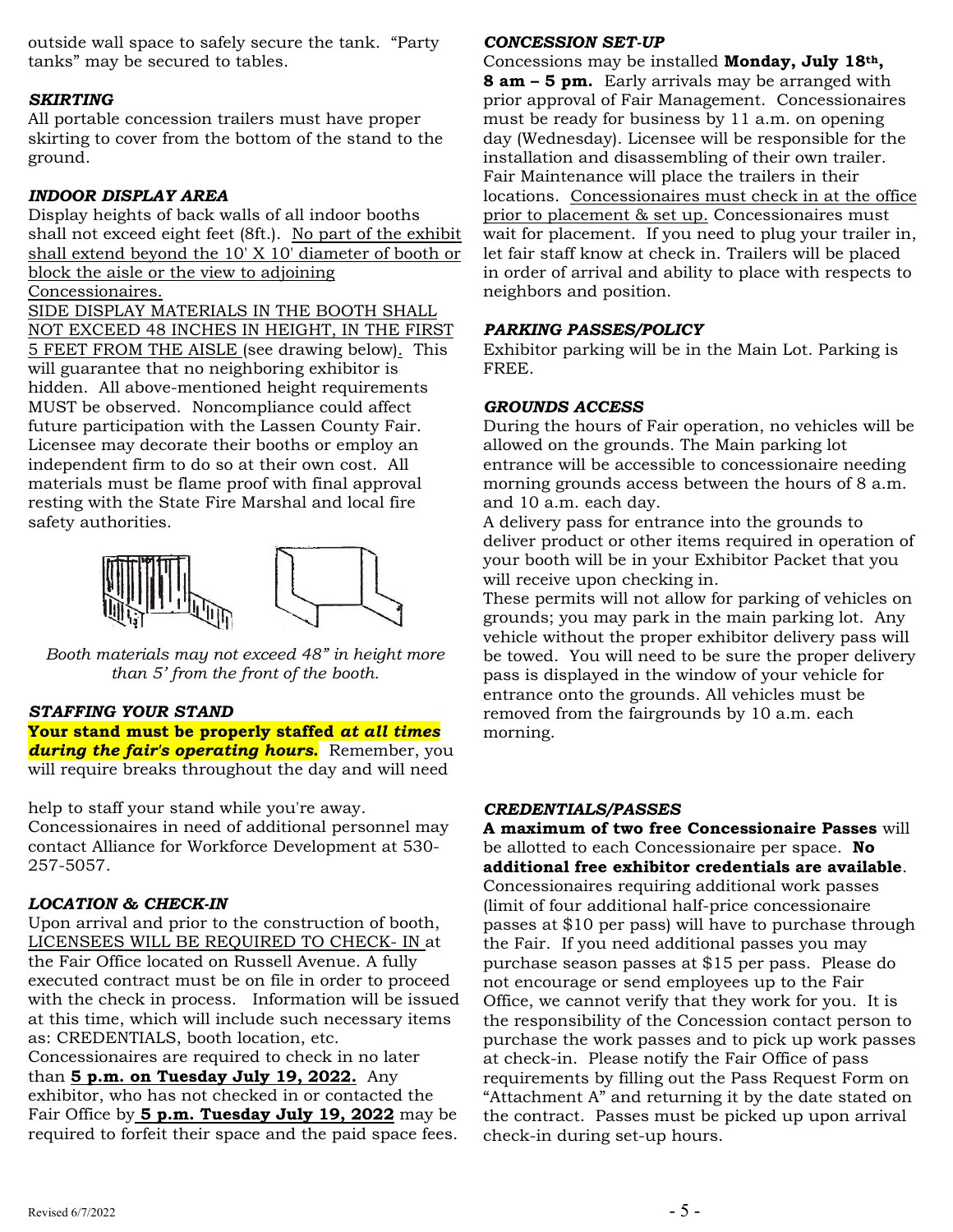outside wall space to safely secure the tank. "Party tanks" may be secured to tables.

### *SKIRTING*

All portable concession trailers must have proper skirting to cover from the bottom of the stand to the ground.

### *INDOOR DISPLAY AREA*

Display heights of back walls of all indoor booths shall not exceed eight feet (8ft.). No part of the exhibit shall extend beyond the 10' X 10' diameter of booth or block the aisle or the view to adjoining Concessionaires.
SIDE DISPLAY MATERIALS IN THE BOOTH SHALL NOT EXCEED 48 INCHES IN HEIGHT, IN THE FIRST 5 FEET FROM THE AISLE (see drawing below). This will guarantee that no neighboring exhibitor is hidden. All above-mentioned height requirements MUST be observed. Noncompliance could affect future participation with the Lassen County Fair. Licensee may decorate their booths or employ an independent firm to do so at their own cost. All materials must be flame proof with final approval resting with the State Fire Marshal and local fire safety authorities.

*Booth materials may not exceed 48" in height more than 5' from the front of the booth.*

### *STAFFING YOUR STAND*

**Your stand must be properly staffed *at all times during the fair's operating hours.*** Remember, you will require breaks throughout the day and will need help to staff your stand while you're away. Concessionaires in need of additional personnel may contact Alliance for Workforce Development at 530-257-5057.

### *LOCATION & CHECK-IN*

Upon arrival and prior to the construction of booth, LICENSEES WILL BE REQUIRED TO CHECK- IN at the Fair Office located on Russell Avenue. A fully executed contract must be on file in order to proceed with the check in process. Information will be issued at this time, which will include such necessary items as: CREDENTIALS, booth location, etc.
Concessionaires are required to check in no later than **5 p.m. on Tuesday July 19, 2022.** Any exhibitor, who has not checked in or contacted the Fair Office by **5 p.m. Tuesday July 19, 2022** may be required to forfeit their space and the paid space fees.

### *CONCESSION SET-UP*

Concessions may be installed **Monday, July 18th, 8 am – 5 pm.** Early arrivals may be arranged with prior approval of Fair Management. Concessionaires must be ready for business by 11 a.m. on opening day (Wednesday). Licensee will be responsible for the installation and disassembling of their own trailer. Fair Maintenance will place the trailers in their locations. Concessionaires must check in at the office prior to placement & set up. Concessionaires must wait for placement. If you need to plug your trailer in, let fair staff know at check in. Trailers will be placed in order of arrival and ability to place with respects to neighbors and position.

### *PARKING PASSES/POLICY*

Exhibitor parking will be in the Main Lot. Parking is FREE.

### *GROUNDS ACCESS*

During the hours of Fair operation, no vehicles will be allowed on the grounds. The Main parking lot entrance will be accessible to concessionaire needing morning grounds access between the hours of 8 a.m. and 10 a.m. each day.
A delivery pass for entrance into the grounds to deliver product or other items required in operation of your booth will be in your Exhibitor Packet that you will receive upon checking in.
These permits will not allow for parking of vehicles on grounds; you may park in the main parking lot. Any vehicle without the proper exhibitor delivery pass will be towed. You will need to be sure the proper delivery pass is displayed in the window of your vehicle for entrance onto the grounds. All vehicles must be removed from the fairgrounds by 10 a.m. each morning.

### *CREDENTIALS/PASSES*

**A maximum of two free Concessionaire Passes** will be allotted to each Concessionaire per space. **No additional free exhibitor credentials are available**. Concessionaires requiring additional work passes (limit of four additional half-price concessionaire passes at $10 per pass) will have to purchase through the Fair. If you need additional passes you may purchase season passes at $15 per pass. Please do not encourage or send employees up to the Fair Office, we cannot verify that they work for you. It is the responsibility of the Concession contact person to purchase the work passes and to pick up work passes at check-in. Please notify the Fair Office of pass requirements by filling out the Pass Request Form on "Attachment A" and returning it by the date stated on the contract. Passes must be picked up upon arrival check-in during set-up hours.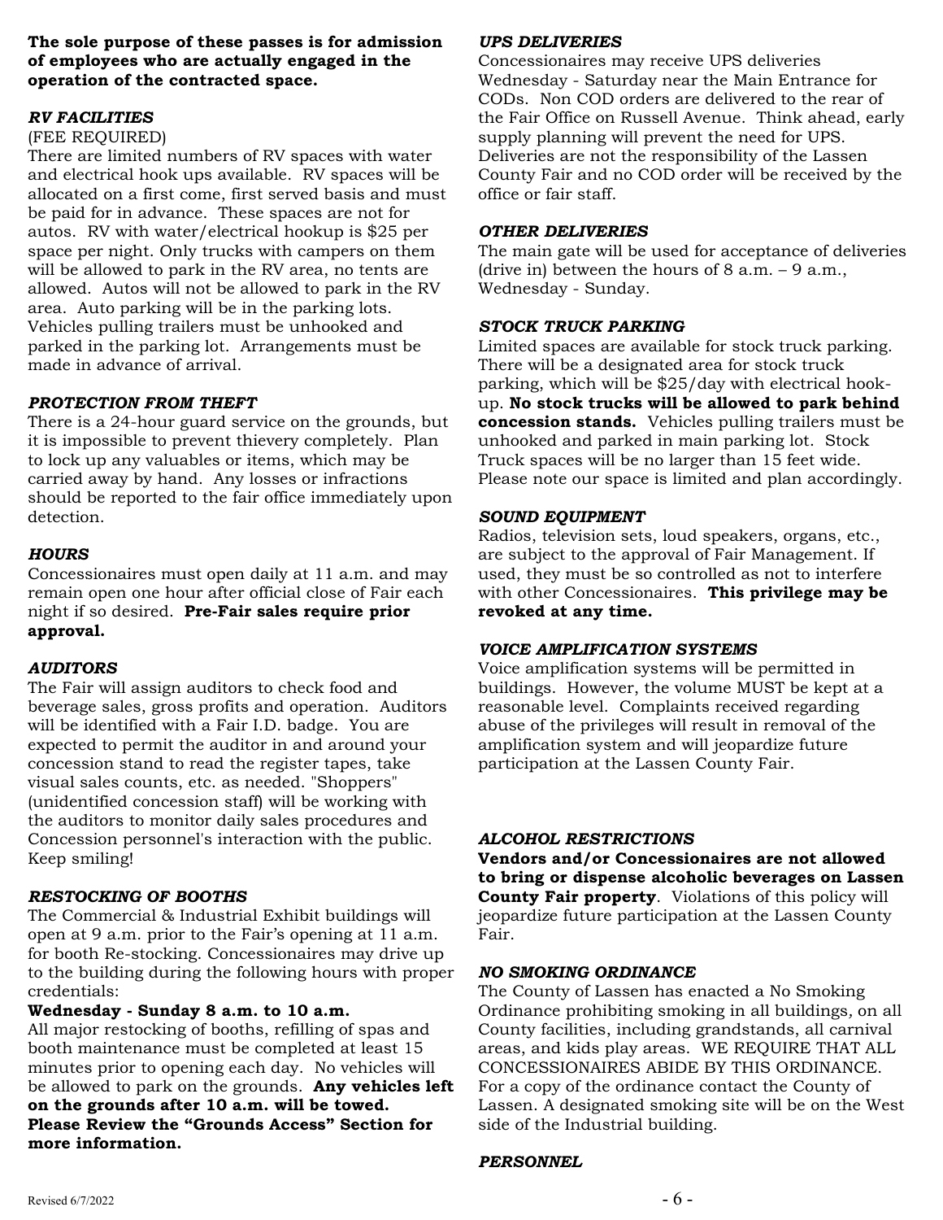**The sole purpose of these passes is for admission of employees who are actually engaged in the operation of the contracted space.**

### *RV FACILITIES*

(FEE REQUIRED)

There are limited numbers of RV spaces with water and electrical hook ups available. RV spaces will be allocated on a first come, first served basis and must be paid for in advance. These spaces are not for autos. RV with water/electrical hookup is $25 per space per night. Only trucks with campers on them will be allowed to park in the RV area, no tents are allowed. Autos will not be allowed to park in the RV area. Auto parking will be in the parking lots. Vehicles pulling trailers must be unhooked and parked in the parking lot. Arrangements must be made in advance of arrival.

### *PROTECTION FROM THEFT*

There is a 24-hour guard service on the grounds, but it is impossible to prevent thievery completely. Plan to lock up any valuables or items, which may be carried away by hand. Any losses or infractions should be reported to the fair office immediately upon detection.

### *HOURS*

Concessionaires must open daily at 11 a.m. and may remain open one hour after official close of Fair each night if so desired. **Pre-Fair sales require prior approval.**

### *AUDITORS*

The Fair will assign auditors to check food and beverage sales, gross profits and operation. Auditors will be identified with a Fair I.D. badge. You are expected to permit the auditor in and around your concession stand to read the register tapes, take visual sales counts, etc. as needed. "Shoppers" (unidentified concession staff) will be working with the auditors to monitor daily sales procedures and Concession personnel's interaction with the public. Keep smiling!

### *RESTOCKING OF BOOTHS*

The Commercial & Industrial Exhibit buildings will open at 9 a.m. prior to the Fair's opening at 11 a.m. for booth Re-stocking. Concessionaires may drive up to the building during the following hours with proper credentials:

**Wednesday - Sunday 8 a.m. to 10 a.m.**

All major restocking of booths, refilling of spas and booth maintenance must be completed at least 15 minutes prior to opening each day. No vehicles will be allowed to park on the grounds. **Any vehicles left on the grounds after 10 a.m. will be towed. Please Review the "Grounds Access" Section for more information.**

### *UPS DELIVERIES*

Concessionaires may receive UPS deliveries Wednesday - Saturday near the Main Entrance for CODs. Non COD orders are delivered to the rear of the Fair Office on Russell Avenue. Think ahead, early supply planning will prevent the need for UPS. Deliveries are not the responsibility of the Lassen County Fair and no COD order will be received by the office or fair staff.

### *OTHER DELIVERIES*

The main gate will be used for acceptance of deliveries (drive in) between the hours of 8 a.m. – 9 a.m., Wednesday - Sunday.

### *STOCK TRUCK PARKING*

Limited spaces are available for stock truck parking. There will be a designated area for stock truck parking, which will be $25/day with electrical hook-up. **No stock trucks will be allowed to park behind concession stands.** Vehicles pulling trailers must be unhooked and parked in main parking lot. Stock Truck spaces will be no larger than 15 feet wide. Please note our space is limited and plan accordingly.

### *SOUND EQUIPMENT*

Radios, television sets, loud speakers, organs, etc., are subject to the approval of Fair Management. If used, they must be so controlled as not to interfere with other Concessionaires. **This privilege may be revoked at any time.**

### *VOICE AMPLIFICATION SYSTEMS*

Voice amplification systems will be permitted in buildings. However, the volume MUST be kept at a reasonable level. Complaints received regarding abuse of the privileges will result in removal of the amplification system and will jeopardize future participation at the Lassen County Fair.

### *ALCOHOL RESTRICTIONS*

**Vendors and/or Concessionaires are not allowed to bring or dispense alcoholic beverages on Lassen County Fair property**. Violations of this policy will jeopardize future participation at the Lassen County Fair.

### *NO SMOKING ORDINANCE*

The County of Lassen has enacted a No Smoking Ordinance prohibiting smoking in all buildings, on all County facilities, including grandstands, all carnival areas, and kids play areas. WE REQUIRE THAT ALL CONCESSIONAIRES ABIDE BY THIS ORDINANCE. For a copy of the ordinance contact the County of Lassen. A designated smoking site will be on the West side of the Industrial building.

### *PERSONNEL*

Revised 6/7/2022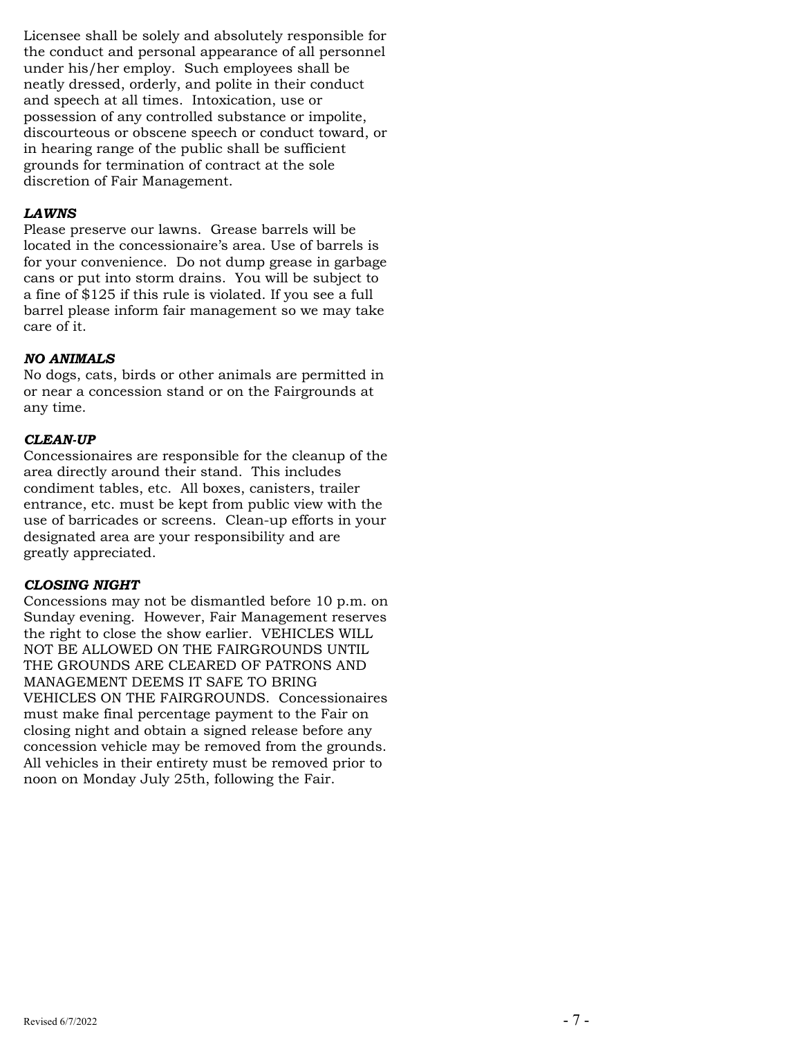Licensee shall be solely and absolutely responsible for the conduct and personal appearance of all personnel under his/her employ. Such employees shall be neatly dressed, orderly, and polite in their conduct and speech at all times. Intoxication, use or possession of any controlled substance or impolite, discourteous or obscene speech or conduct toward, or in hearing range of the public shall be sufficient grounds for termination of contract at the sole discretion of Fair Management.

***LAWNS***

Please preserve our lawns. Grease barrels will be located in the concessionaire's area. Use of barrels is for your convenience. Do not dump grease in garbage cans or put into storm drains. You will be subject to a fine of $125 if this rule is violated. If you see a full barrel please inform fair management so we may take care of it.

***NO ANIMALS***

No dogs, cats, birds or other animals are permitted in or near a concession stand or on the Fairgrounds at any time.

***CLEAN-UP***

Concessionaires are responsible for the cleanup of the area directly around their stand. This includes condiment tables, etc. All boxes, canisters, trailer entrance, etc. must be kept from public view with the use of barricades or screens. Clean-up efforts in your designated area are your responsibility and are greatly appreciated.

***CLOSING NIGHT***

Concessions may not be dismantled before 10 p.m. on Sunday evening. However, Fair Management reserves the right to close the show earlier. VEHICLES WILL NOT BE ALLOWED ON THE FAIRGROUNDS UNTIL THE GROUNDS ARE CLEARED OF PATRONS AND MANAGEMENT DEEMS IT SAFE TO BRING VEHICLES ON THE FAIRGROUNDS. Concessionaires must make final percentage payment to the Fair on closing night and obtain a signed release before any concession vehicle may be removed from the grounds. All vehicles in their entirety must be removed prior to noon on Monday July 25th, following the Fair.

Revised 6/7/2022